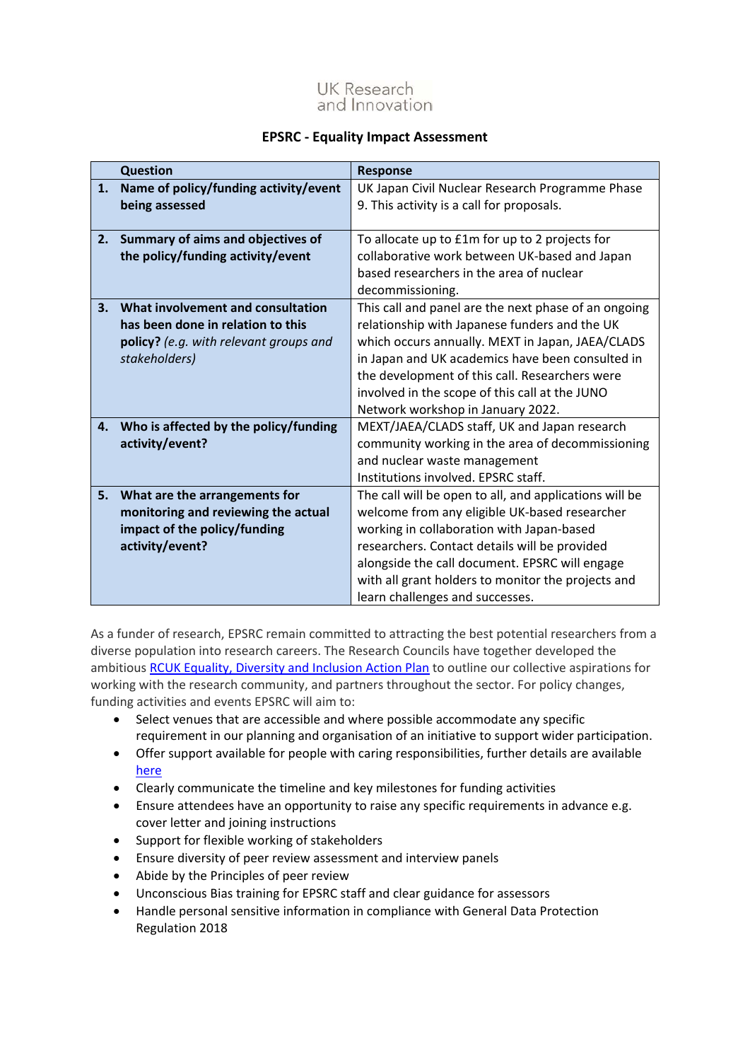UK Research and Innovation

# EPSRC - Equality Impact Assessment

| | Question | Response |
|---|---|---|
| **1.** | **Name of policy/funding activity/event being assessed** | UK Japan Civil Nuclear Research Programme Phase 9. This activity is a call for proposals. |
| **2.** | **Summary of aims and objectives of the policy/funding activity/event** | To allocate up to £1m for up to 2 projects for collaborative work between UK-based and Japan based researchers in the area of nuclear decommissioning. |
| **3.** | **What involvement and consultation has been done in relation to this policy?** *(e.g. with relevant groups and stakeholders)* | This call and panel are the next phase of an ongoing relationship with Japanese funders and the UK which occurs annually. MEXT in Japan, JAEA/CLADS in Japan and UK academics have been consulted in the development of this call. Researchers were involved in the scope of this call at the JUNO Network workshop in January 2022. |
| **4.** | **Who is affected by the policy/funding activity/event?** | MEXT/JAEA/CLADS staff, UK and Japan research community working in the area of decommissioning and nuclear waste management Institutions involved. EPSRC staff. |
| **5.** | **What are the arrangements for monitoring and reviewing the actual impact of the policy/funding activity/event?** | The call will be open to all, and applications will be welcome from any eligible UK-based researcher working in collaboration with Japan-based researchers. Contact details will be provided alongside the call document. EPSRC will engage with all grant holders to monitor the projects and learn challenges and successes. |

As a funder of research, EPSRC remain committed to attracting the best potential researchers from a diverse population into research careers. The Research Councils have together developed the ambitious RCUK Equality, Diversity and Inclusion Action Plan to outline our collective aspirations for working with the research community, and partners throughout the sector. For policy changes, funding activities and events EPSRC will aim to:

- Select venues that are accessible and where possible accommodate any specific requirement in our planning and organisation of an initiative to support wider participation.
- Offer support available for people with caring responsibilities, further details are available here
- Clearly communicate the timeline and key milestones for funding activities
- Ensure attendees have an opportunity to raise any specific requirements in advance e.g. cover letter and joining instructions
- Support for flexible working of stakeholders
- Ensure diversity of peer review assessment and interview panels
- Abide by the Principles of peer review
- Unconscious Bias training for EPSRC staff and clear guidance for assessors
- Handle personal sensitive information in compliance with General Data Protection Regulation 2018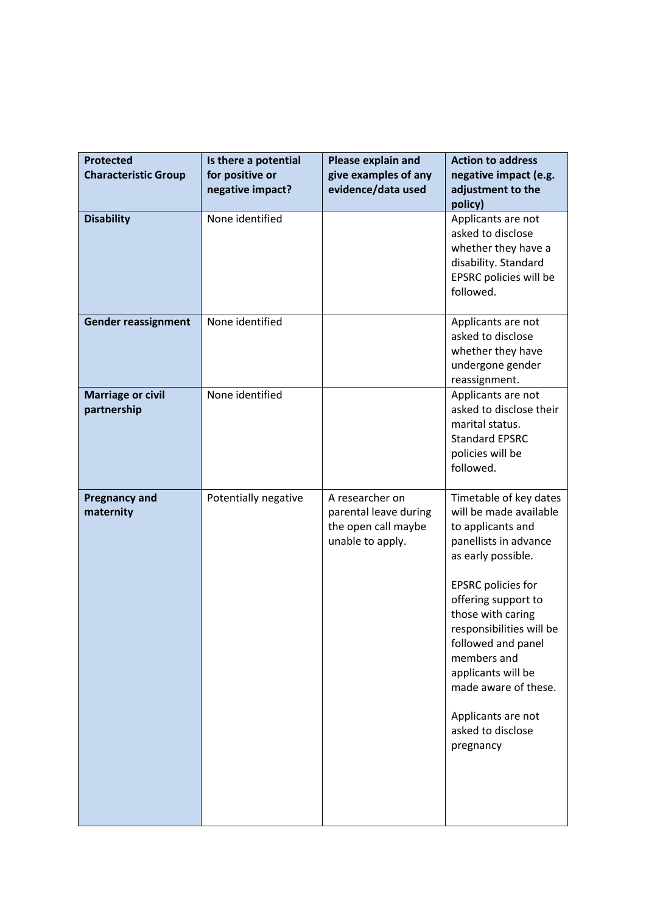| Protected Characteristic Group | Is there a potential for positive or negative impact? | Please explain and give examples of any evidence/data used | Action to address negative impact (e.g. adjustment to the policy) |
|---|---|---|---|
| **Disability** | None identified | | Applicants are not asked to disclose whether they have a disability. Standard EPSRC policies will be followed. |
| **Gender reassignment** | None identified | | Applicants are not asked to disclose whether they have undergone gender reassignment. |
| **Marriage or civil partnership** | None identified | | Applicants are not asked to disclose their marital status. Standard EPSRC policies will be followed. |
| **Pregnancy and maternity** | Potentially negative | A researcher on parental leave during the open call maybe unable to apply. | Timetable of key dates will be made available to applicants and panellists in advance as early possible.<br><br>EPSRC policies for offering support to those with caring responsibilities will be followed and panel members and applicants will be made aware of these.<br><br>Applicants are not asked to disclose pregnancy |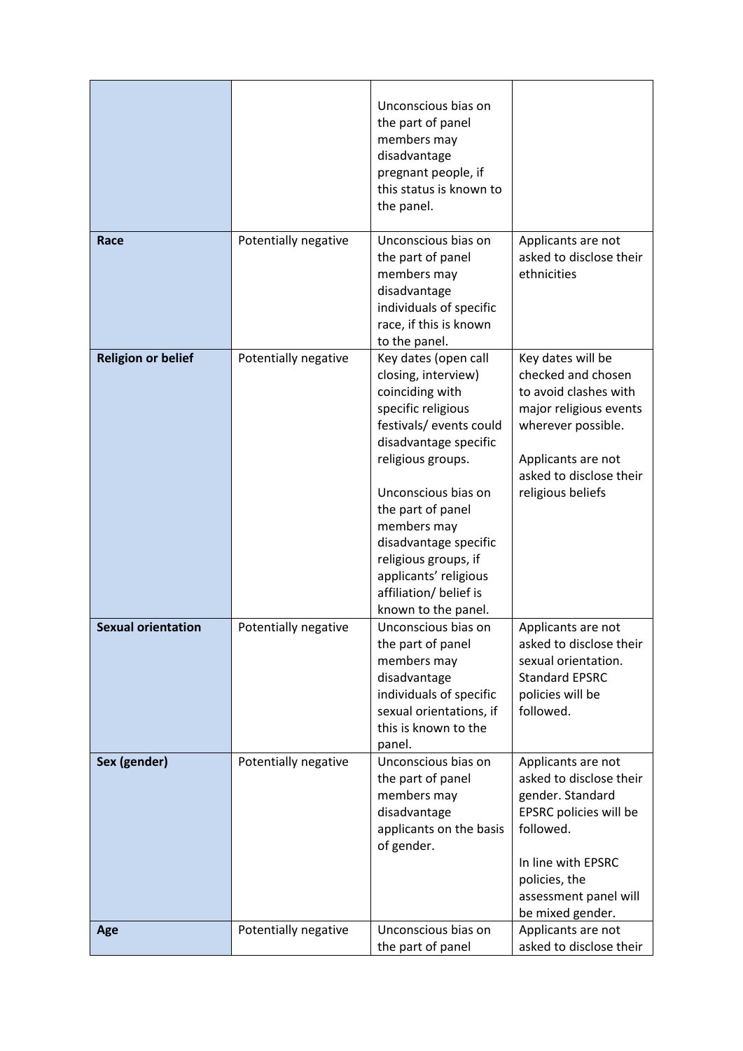| | | | |
|---|---|---|---|
| | | Unconscious bias on the part of panel members may disadvantage pregnant people, if this status is known to the panel. | |
| **Race** | Potentially negative | Unconscious bias on the part of panel members may disadvantage individuals of specific race, if this is known to the panel. | Applicants are not asked to disclose their ethnicities |
| **Religion or belief** | Potentially negative | Key dates (open call closing, interview) coinciding with specific religious festivals/ events could disadvantage specific religious groups.<br><br>Unconscious bias on the part of panel members may disadvantage specific religious groups, if applicants' religious affiliation/ belief is known to the panel. | Key dates will be checked and chosen to avoid clashes with major religious events wherever possible.<br><br>Applicants are not asked to disclose their religious beliefs |
| **Sexual orientation** | Potentially negative | Unconscious bias on the part of panel members may disadvantage individuals of specific sexual orientations, if this is known to the panel. | Applicants are not asked to disclose their sexual orientation. Standard EPSRC policies will be followed. |
| **Sex (gender)** | Potentially negative | Unconscious bias on the part of panel members may disadvantage applicants on the basis of gender. | Applicants are not asked to disclose their gender. Standard EPSRC policies will be followed.<br><br>In line with EPSRC policies, the assessment panel will be mixed gender. |
| **Age** | Potentially negative | Unconscious bias on the part of panel | Applicants are not asked to disclose their |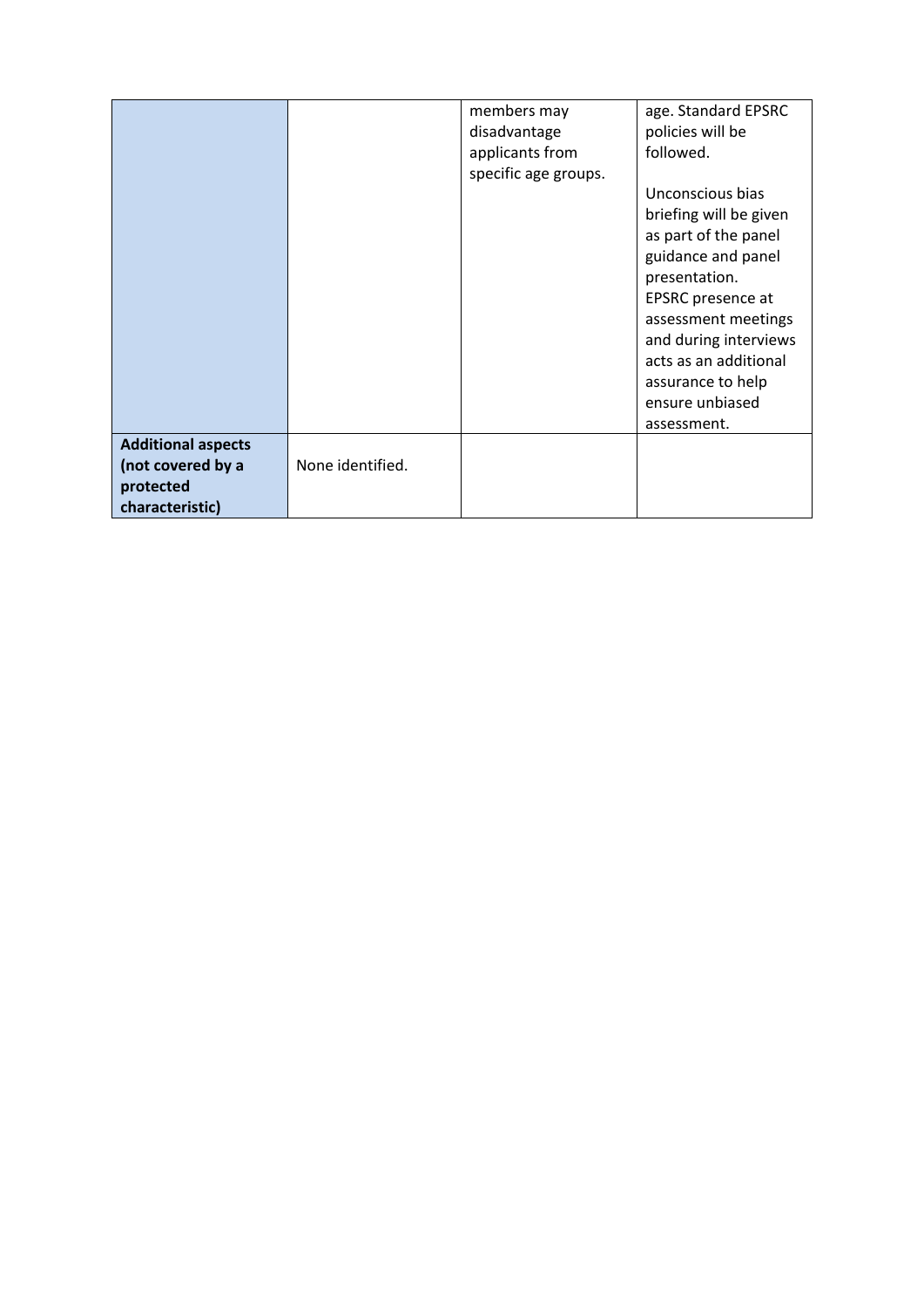| | | | |
|---|---|---|---|
| | | members may disadvantage applicants from specific age groups. | age. Standard EPSRC policies will be followed.<br><br>Unconscious bias briefing will be given as part of the panel guidance and panel presentation.<br>EPSRC presence at assessment meetings and during interviews acts as an additional assurance to help ensure unbiased assessment. |
| **Additional aspects (not covered by a protected characteristic)** | None identified. | | |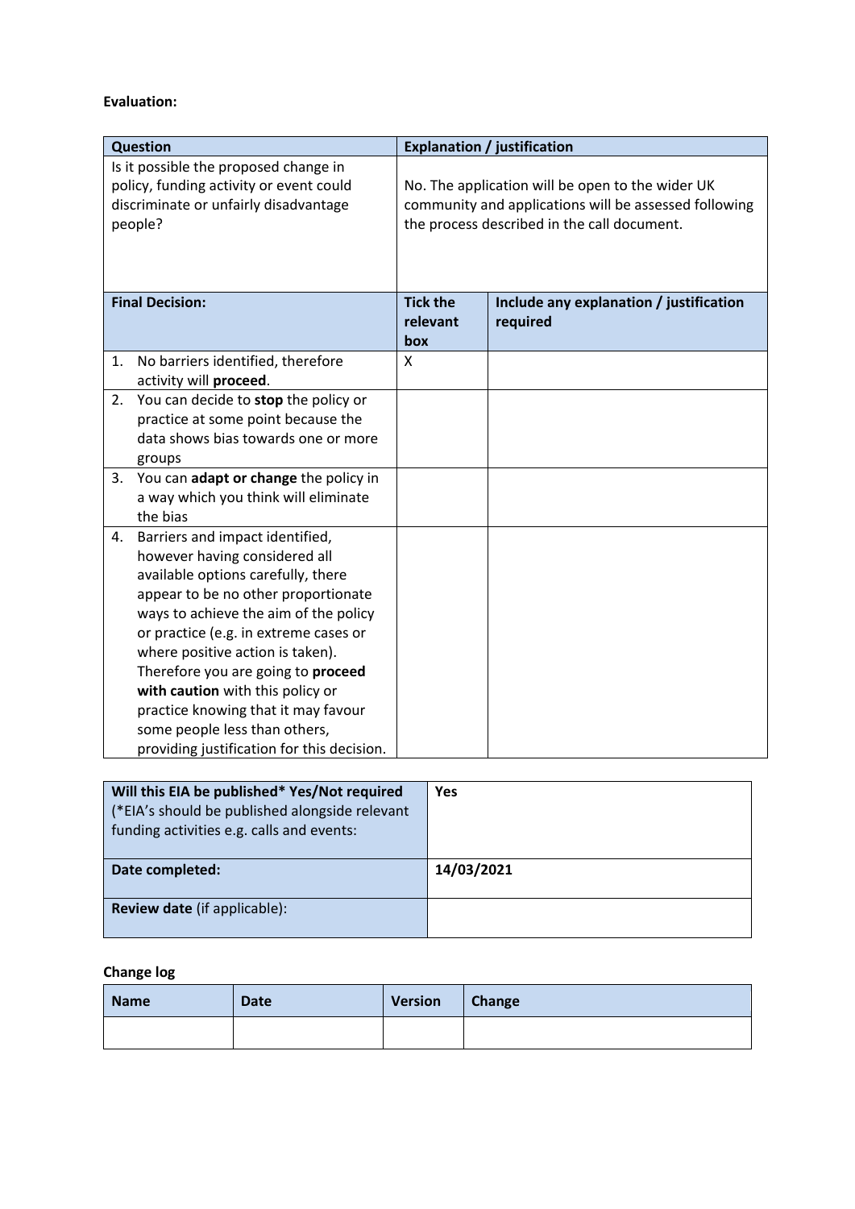**Evaluation:**

| Question | Explanation / justification | |
|---|---|---|
| Is it possible the proposed change in policy, funding activity or event could discriminate or unfairly disadvantage people? | No. The application will be open to the wider UK community and applications will be assessed following the process described in the call document. | |
| **Final Decision:** | **Tick the relevant box** | **Include any explanation / justification required** |
| 1. No barriers identified, therefore activity will **proceed**. | X | |
| 2. You can decide to **stop** the policy or practice at some point because the data shows bias towards one or more groups | | |
| 3. You can **adapt or change** the policy in a way which you think will eliminate the bias | | |
| 4. Barriers and impact identified, however having considered all available options carefully, there appear to be no other proportionate ways to achieve the aim of the policy or practice (e.g. in extreme cases or where positive action is taken). Therefore you are going to **proceed with caution** with this policy or practice knowing that it may favour some people less than others, providing justification for this decision. | | |

| | |
|---|---|
| **Will this EIA be published\* Yes/Not required** (\*EIA's should be published alongside relevant funding activities e.g. calls and events: | **Yes** |
| **Date completed:** | **14/03/2021** |
| **Review date** (if applicable): | |

**Change log**

| Name | Date | Version | Change |
|---|---|---|---|
| | | | |